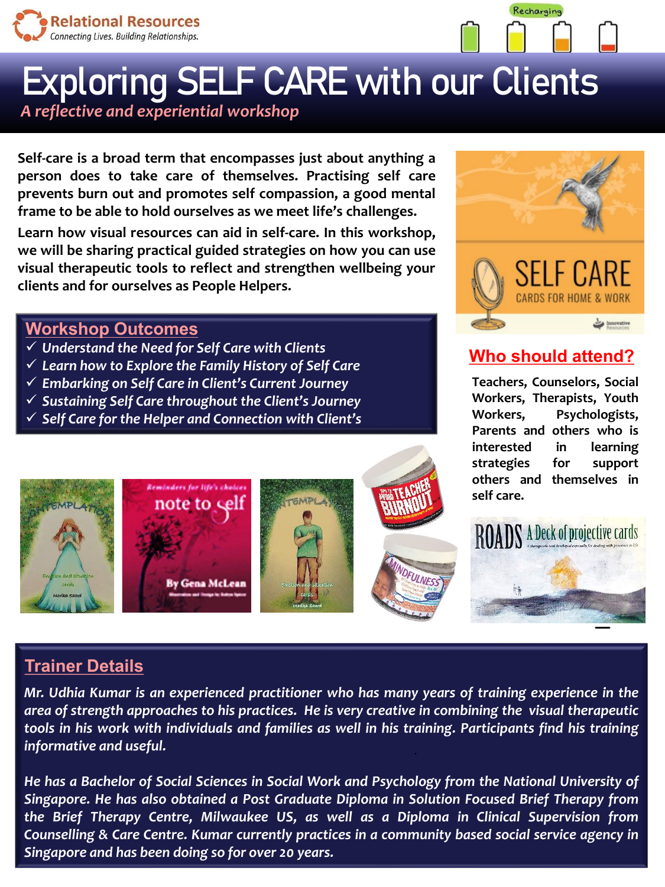Relational Resources
Connecting Lives. Building Relationships.

# Exploring SELF CARE with our Clients

*A reflective and experiential workshop*

**Self-care is a broad term that encompasses just about anything a person does to take care of themselves. Practising self care prevents burn out and promotes self compassion, a good mental frame to be able to hold ourselves as we meet life's challenges.**

**Learn how visual resources can aid in self-care. In this workshop, we will be sharing practical guided strategies on how you can use visual therapeutic tools to reflect and strengthen wellbeing your clients and for ourselves as People Helpers.**

## Workshop Outcomes

- ✓ *Understand the Need for Self Care with Clients*
- ✓ *Learn how to Explore the Family History of Self Care*
- ✓ *Embarking on Self Care in Client's Current Journey*
- ✓ *Sustaining Self Care throughout the Client's Journey*
- ✓ *Self Care for the Helper and Connection with Client's*

## Who should attend?

Teachers, Counselors, Social Workers, Therapists, Youth Workers, Psychologists, Parents and others who is interested in learning strategies for support others and themselves in self care.

## Trainer Details

*Mr. Udhia Kumar is an experienced practitioner who has many years of training experience in the area of strength approaches to his practices. He is very creative in combining the visual therapeutic tools in his work with individuals and families as well in his training. Participants find his training informative and useful.*

*He has a Bachelor of Social Sciences in Social Work and Psychology from the National University of Singapore. He has also obtained a Post Graduate Diploma in Solution Focused Brief Therapy from the Brief Therapy Centre, Milwaukee US, as well as a Diploma in Clinical Supervision from Counselling & Care Centre. Kumar currently practices in a community based social service agency in Singapore and has been doing so for over 20 years.*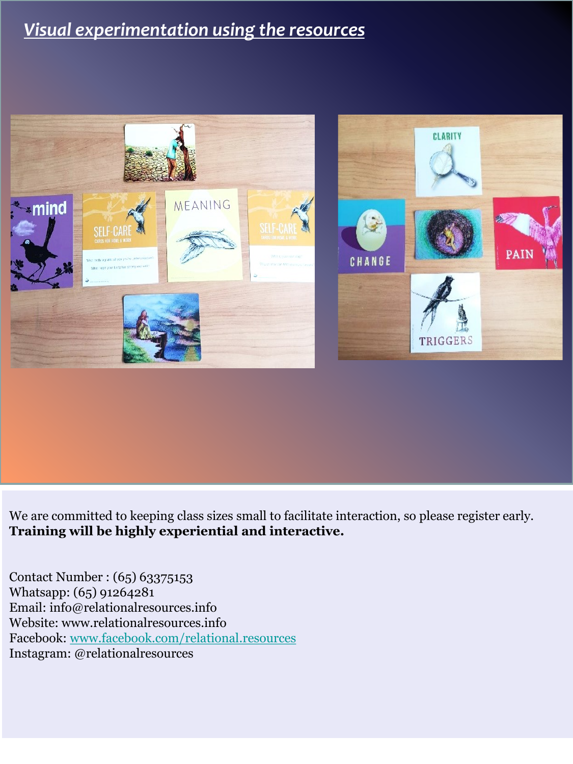## ***Visual experimentation using the resources***

We are committed to keeping class sizes small to facilitate interaction, so please register early. **Training will be highly experiential and interactive.**

Contact Number : (65) 63375153
Whatsapp: (65) 91264281
Email: info@relationalresources.info
Website: www.relationalresources.info
Facebook: www.facebook.com/relational.resources
Instagram: @relationalresources